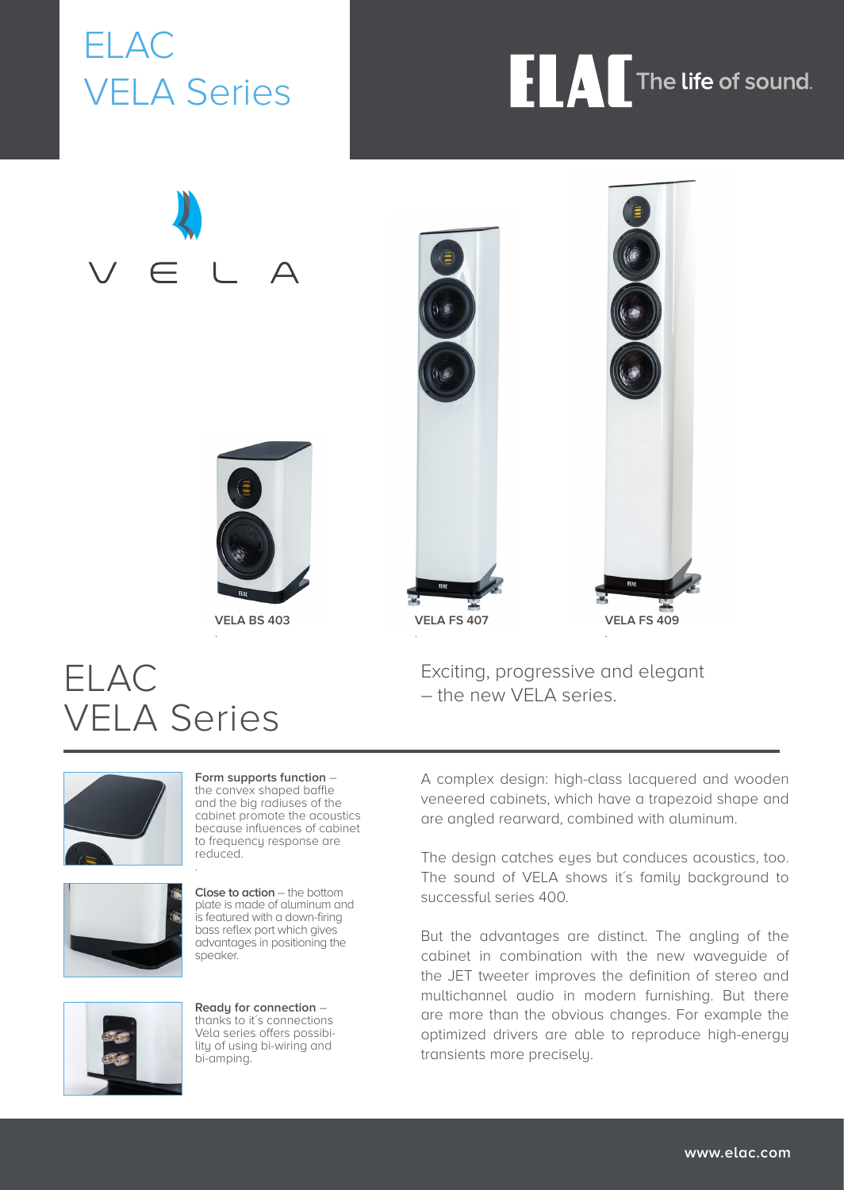# ELAC VELA Series

ELAC The life of sound.

VELA

VELA BS 403

VELA FS 407

VELA FS 409

## ELAC VELA Series

Exciting, progressive and elegant – the new VELA series.

**Form supports function** – the convex shaped baffle and the big radiuses of the cabinet promote the acoustics because influences of cabinet to frequency response are reduced.

**Close to action** – the bottom plate is made of aluminum and is featured with a down-firing bass reflex port which gives advantages in positioning the speaker.

**Ready for connection** – thanks to it´s connections Vela series offers possibility of using bi-wiring and bi-amping.

A complex design: high-class lacquered and wooden veneered cabinets, which have a trapezoid shape and are angled rearward, combined with aluminum.

The design catches eyes but conduces acoustics, too. The sound of VELA shows it´s family background to successful series 400.

But the advantages are distinct. The angling of the cabinet in combination with the new waveguide of the JET tweeter improves the definition of stereo and multichannel audio in modern furnishing. But there are more than the obvious changes. For example the optimized drivers are able to reproduce high-energy transients more precisely.

www.elac.com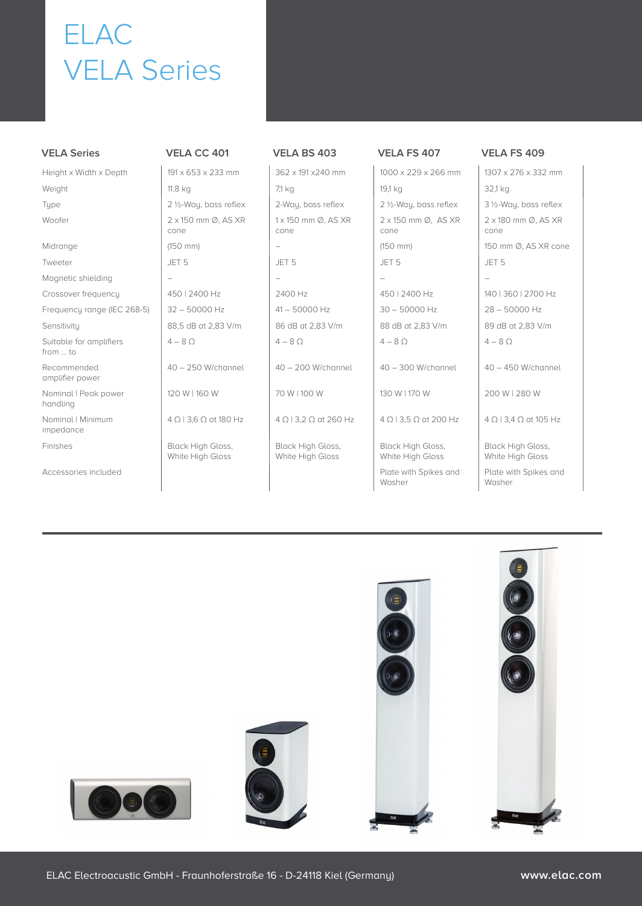# ELAC
# VELA Series

| VELA Series | VELA CC 401 | VELA BS 403 | VELA FS 407 | VELA FS 409 |
|---|---|---|---|---|
| Height x Width x Depth | 191 x 653 x 233 mm | 362 x 191 x240 mm | 1000 x 229 x 266 mm | 1307 x 276 x 332 mm |
| Weight | 11,8 kg | 7,1 kg | 19,1 kg | 32,1 kg |
| Type | 2 ½-Way, bass reflex | 2-Way, bass reflex | 2 ½-Way, bass reflex | 3 ½-Way, bass reflex |
| Woofer | 2 x 150 mm Ø, AS XR cone | 1 x 150 mm Ø, AS XR cone | 2 x 150 mm Ø, AS XR cone | 2 x 180 mm Ø, AS XR cone |
| Midrange | (150 mm) | – | (150 mm) | 150 mm Ø, AS XR cone |
| Tweeter | JET 5 | JET 5 | JET 5 | JET 5 |
| Magnetic shielding | – | – | – | – |
| Crossover frequency | 450 I 2400 Hz | 2400 Hz | 450 I 2400 Hz | 140 I 360 I 2700 Hz |
| Frequency range (IEC 268-5) | 32 – 50000 Hz | 41 – 50000 Hz | 30 – 50000 Hz | 28 – 50000 Hz |
| Sensitivity | 88,5 dB at 2,83 V/m | 86 dB at 2,83 V/m | 88 dB at 2,83 V/m | 89 dB at 2,83 V/m |
| Suitable for amplifiers from … to | 4 – 8 Ω | 4 – 8 Ω | 4 – 8 Ω | 4 – 8 Ω |
| Recommended amplifier power | 40 – 250 W/channel | 40 – 200 W/channel | 40 – 300 W/channel | 40 – 450 W/channel |
| Nominal I Peak power handling | 120 W I 160 W | 70 W I 100 W | 130 W I 170 W | 200 W I 280 W |
| Nominal I Minimum impedance | 4 Ω I 3,6 Ω at 180 Hz | 4 Ω I 3,2 Ω at 260 Hz | 4 Ω I 3,5 Ω at 200 Hz | 4 Ω I 3,4 Ω at 105 Hz |
| Finishes | Black High Gloss, White High Gloss | Black High Gloss, White High Gloss | Black High Gloss, White High Gloss | Black High Gloss, White High Gloss |
| Accessories included | | | Plate with Spikes and Washer | Plate with Spikes and Washer |

ELAC Electroacustic GmbH - Fraunhoferstraße 16 - D-24118 Kiel (Germany)

www.elac.com